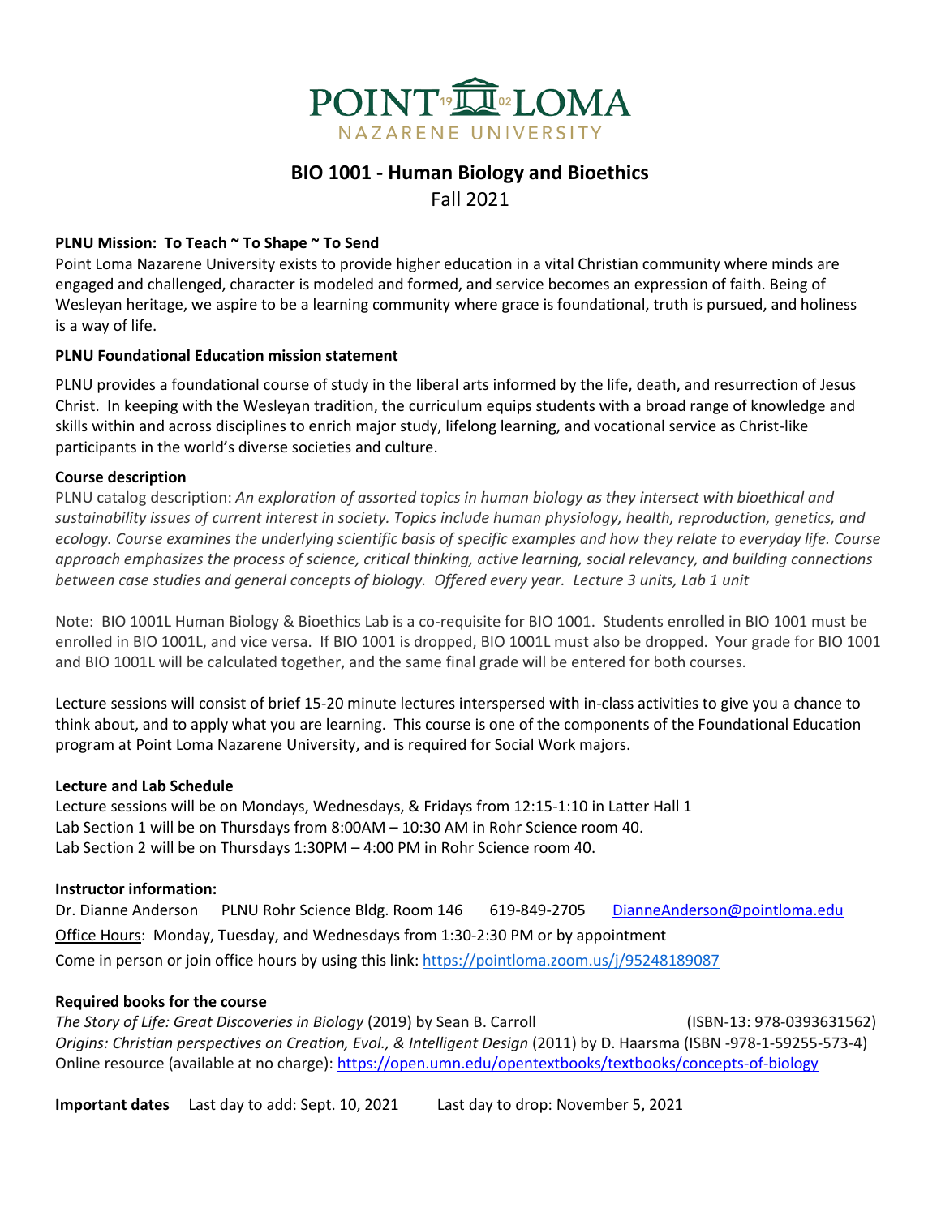# BIO 1001 - Human Biology and Bioethics

Fall 2021

**PLNU Mission: To Teach ~ To Shape ~ To Send**

Point Loma Nazarene University exists to provide higher education in a vital Christian community where minds are engaged and challenged, character is modeled and formed, and service becomes an expression of faith. Being of Wesleyan heritage, we aspire to be a learning community where grace is foundational, truth is pursued, and holiness is a way of life.

**PLNU Foundational Education mission statement**

PLNU provides a foundational course of study in the liberal arts informed by the life, death, and resurrection of Jesus Christ. In keeping with the Wesleyan tradition, the curriculum equips students with a broad range of knowledge and skills within and across disciplines to enrich major study, lifelong learning, and vocational service as Christ-like participants in the world's diverse societies and culture.

**Course description**

PLNU catalog description: *An exploration of assorted topics in human biology as they intersect with bioethical and sustainability issues of current interest in society. Topics include human physiology, health, reproduction, genetics, and ecology. Course examines the underlying scientific basis of specific examples and how they relate to everyday life. Course approach emphasizes the process of science, critical thinking, active learning, social relevancy, and building connections between case studies and general concepts of biology. Offered every year. Lecture 3 units, Lab 1 unit*

Note: BIO 1001L Human Biology & Bioethics Lab is a co-requisite for BIO 1001. Students enrolled in BIO 1001 must be enrolled in BIO 1001L, and vice versa. If BIO 1001 is dropped, BIO 1001L must also be dropped. Your grade for BIO 1001 and BIO 1001L will be calculated together, and the same final grade will be entered for both courses.

Lecture sessions will consist of brief 15-20 minute lectures interspersed with in-class activities to give you a chance to think about, and to apply what you are learning. This course is one of the components of the Foundational Education program at Point Loma Nazarene University, and is required for Social Work majors.

**Lecture and Lab Schedule**

Lecture sessions will be on Mondays, Wednesdays, & Fridays from 12:15-1:10 in Latter Hall 1
Lab Section 1 will be on Thursdays from 8:00AM – 10:30 AM in Rohr Science room 40.
Lab Section 2 will be on Thursdays 1:30PM – 4:00 PM in Rohr Science room 40.

**Instructor information:**

Dr. Dianne Anderson PLNU Rohr Science Bldg. Room 146 619-849-2705 [DianneAnderson@pointloma.edu](mailto:DianneAnderson@pointloma.edu)

Office Hours: Monday, Tuesday, and Wednesdays from 1:30-2:30 PM or by appointment

Come in person or join office hours by using this link: [https://pointloma.zoom.us/j/95248189087](https://pointloma.zoom.us/j/95248189087)

**Required books for the course**

*The Story of Life: Great Discoveries in Biology* (2019) by Sean B. Carroll (ISBN-13: 978-0393631562)
*Origins: Christian perspectives on Creation, Evol., & Intelligent Design* (2011) by D. Haarsma (ISBN -978-1-59255-573-4)
Online resource (available at no charge): [https://open.umn.edu/opentextbooks/textbooks/concepts-of-biology](https://open.umn.edu/opentextbooks/textbooks/concepts-of-biology)

**Important dates** Last day to add: Sept. 10, 2021 Last day to drop: November 5, 2021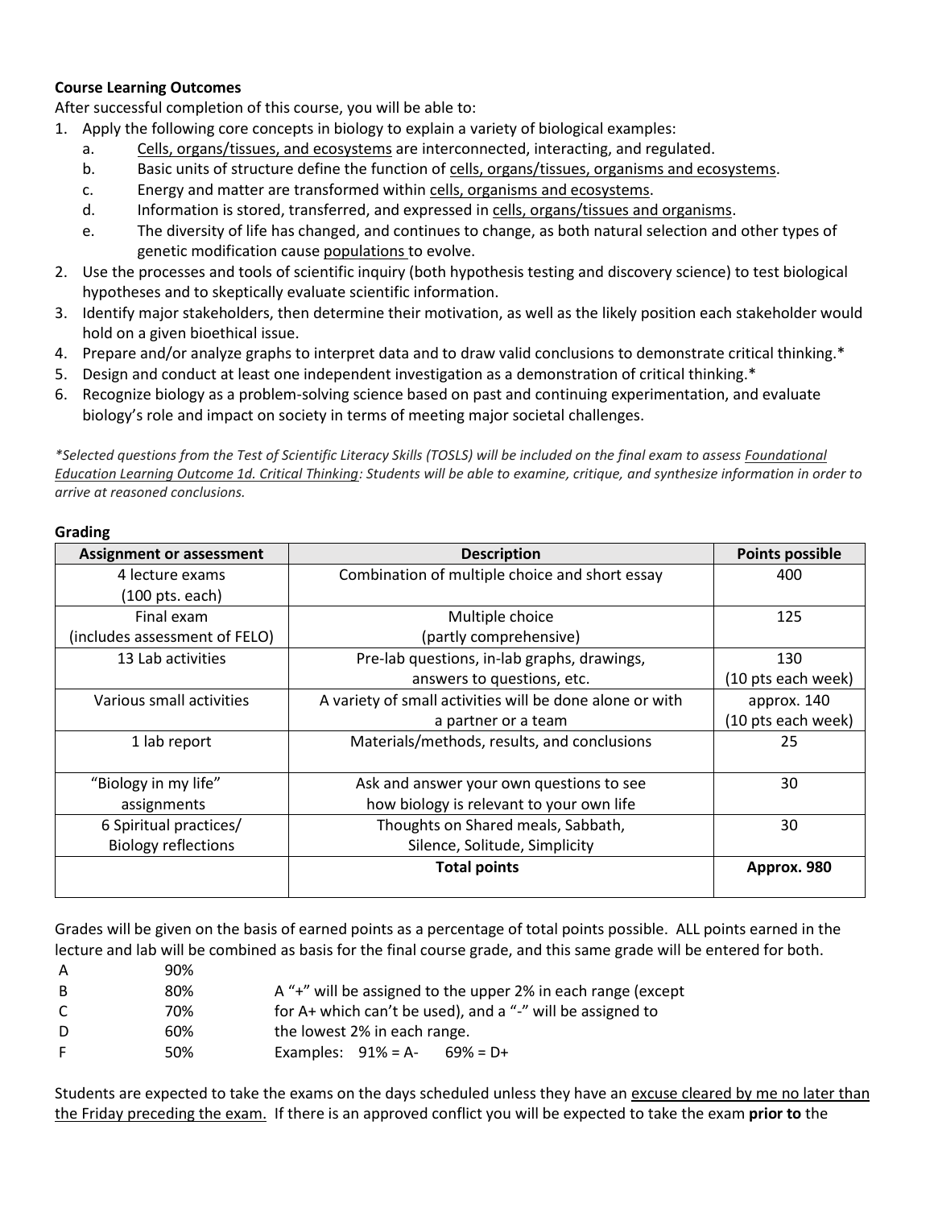**Course Learning Outcomes**

After successful completion of this course, you will be able to:

1. Apply the following core concepts in biology to explain a variety of biological examples:
   a. Cells, organs/tissues, and ecosystems are interconnected, interacting, and regulated.
   b. Basic units of structure define the function of cells, organs/tissues, organisms and ecosystems.
   c. Energy and matter are transformed within cells, organisms and ecosystems.
   d. Information is stored, transferred, and expressed in cells, organs/tissues and organisms.
   e. The diversity of life has changed, and continues to change, as both natural selection and other types of genetic modification cause populations to evolve.
2. Use the processes and tools of scientific inquiry (both hypothesis testing and discovery science) to test biological hypotheses and to skeptically evaluate scientific information.
3. Identify major stakeholders, then determine their motivation, as well as the likely position each stakeholder would hold on a given bioethical issue.
4. Prepare and/or analyze graphs to interpret data and to draw valid conclusions to demonstrate critical thinking.*
5. Design and conduct at least one independent investigation as a demonstration of critical thinking.*
6. Recognize biology as a problem-solving science based on past and continuing experimentation, and evaluate biology's role and impact on society in terms of meeting major societal challenges.

*\*Selected questions from the Test of Scientific Literacy Skills (TOSLS) will be included on the final exam to assess Foundational Education Learning Outcome 1d. Critical Thinking: Students will be able to examine, critique, and synthesize information in order to arrive at reasoned conclusions.*

**Grading**

| Assignment or assessment | Description | Points possible |
|---|---|---|
| 4 lecture exams (100 pts. each) | Combination of multiple choice and short essay | 400 |
| Final exam (includes assessment of FELO) | Multiple choice (partly comprehensive) | 125 |
| 13 Lab activities | Pre-lab questions, in-lab graphs, drawings, answers to questions, etc. | 130 (10 pts each week) |
| Various small activities | A variety of small activities will be done alone or with a partner or a team | approx. 140 (10 pts each week) |
| 1 lab report | Materials/methods, results, and conclusions | 25 |
| "Biology in my life" assignments | Ask and answer your own questions to see how biology is relevant to your own life | 30 |
| 6 Spiritual practices/ Biology reflections | Thoughts on Shared meals, Sabbath, Silence, Solitude, Simplicity | 30 |
| | **Total points** | **Approx. 980** |

Grades will be given on the basis of earned points as a percentage of total points possible. ALL points earned in the lecture and lab will be combined as basis for the final course grade, and this same grade will be entered for both.

| | | |
|---|---|---|
| A | 90% | |
| B | 80% | A "+" will be assigned to the upper 2% in each range (except |
| C | 70% | for A+ which can't be used), and a "-" will be assigned to |
| D | 60% | the lowest 2% in each range. |
| F | 50% | Examples: 91% = A- 69% = D+ |

Students are expected to take the exams on the days scheduled unless they have an excuse cleared by me no later than the Friday preceding the exam. If there is an approved conflict you will be expected to take the exam **prior to** the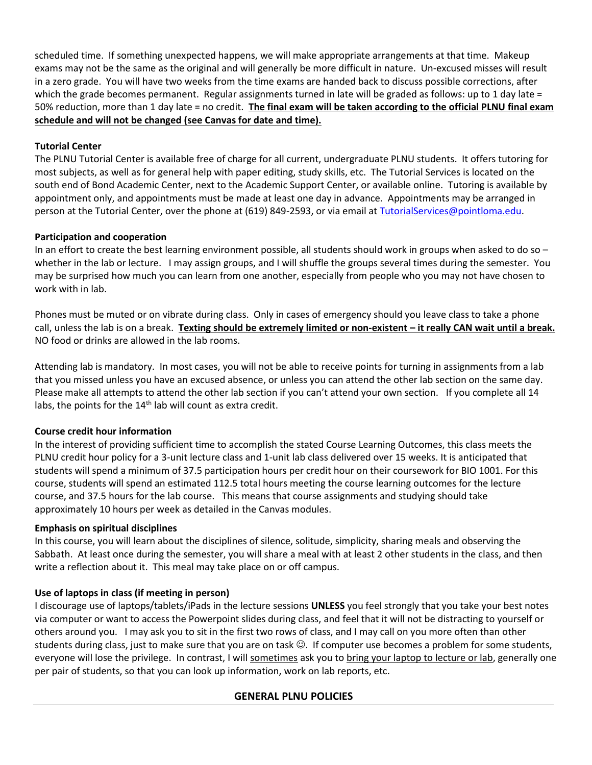scheduled time. If something unexpected happens, we will make appropriate arrangements at that time. Makeup exams may not be the same as the original and will generally be more difficult in nature. Un-excused misses will result in a zero grade. You will have two weeks from the time exams are handed back to discuss possible corrections, after which the grade becomes permanent. Regular assignments turned in late will be graded as follows: up to 1 day late = 50% reduction, more than 1 day late = no credit. **The final exam will be taken according to the official PLNU final exam schedule and will not be changed (see Canvas for date and time).**

**Tutorial Center**

The PLNU Tutorial Center is available free of charge for all current, undergraduate PLNU students. It offers tutoring for most subjects, as well as for general help with paper editing, study skills, etc. The Tutorial Services is located on the south end of Bond Academic Center, next to the Academic Support Center, or available online. Tutoring is available by appointment only, and appointments must be made at least one day in advance. Appointments may be arranged in person at the Tutorial Center, over the phone at (619) 849-2593, or via email at [TutorialServices@pointloma.edu](mailto:TutorialServices@pointloma.edu).

**Participation and cooperation**

In an effort to create the best learning environment possible, all students should work in groups when asked to do so – whether in the lab or lecture. I may assign groups, and I will shuffle the groups several times during the semester. You may be surprised how much you can learn from one another, especially from people who you may not have chosen to work with in lab.

Phones must be muted or on vibrate during class. Only in cases of emergency should you leave class to take a phone call, unless the lab is on a break. **Texting should be extremely limited or non-existent – it really CAN wait until a break.** NO food or drinks are allowed in the lab rooms.

Attending lab is mandatory. In most cases, you will not be able to receive points for turning in assignments from a lab that you missed unless you have an excused absence, or unless you can attend the other lab section on the same day. Please make all attempts to attend the other lab section if you can't attend your own section. If you complete all 14 labs, the points for the 14th lab will count as extra credit.

**Course credit hour information**

In the interest of providing sufficient time to accomplish the stated Course Learning Outcomes, this class meets the PLNU credit hour policy for a 3-unit lecture class and 1-unit lab class delivered over 15 weeks. It is anticipated that students will spend a minimum of 37.5 participation hours per credit hour on their coursework for BIO 1001. For this course, students will spend an estimated 112.5 total hours meeting the course learning outcomes for the lecture course, and 37.5 hours for the lab course. This means that course assignments and studying should take approximately 10 hours per week as detailed in the Canvas modules.

**Emphasis on spiritual disciplines**

In this course, you will learn about the disciplines of silence, solitude, simplicity, sharing meals and observing the Sabbath. At least once during the semester, you will share a meal with at least 2 other students in the class, and then write a reflection about it. This meal may take place on or off campus.

**Use of laptops in class (if meeting in person)**

I discourage use of laptops/tablets/iPads in the lecture sessions **UNLESS** you feel strongly that you take your best notes via computer or want to access the Powerpoint slides during class, and feel that it will not be distracting to yourself or others around you. I may ask you to sit in the first two rows of class, and I may call on you more often than other students during class, just to make sure that you are on task ☺. If computer use becomes a problem for some students, everyone will lose the privilege. In contrast, I will sometimes ask you to bring your laptop to lecture or lab, generally one per pair of students, so that you can look up information, work on lab reports, etc.

## GENERAL PLNU POLICIES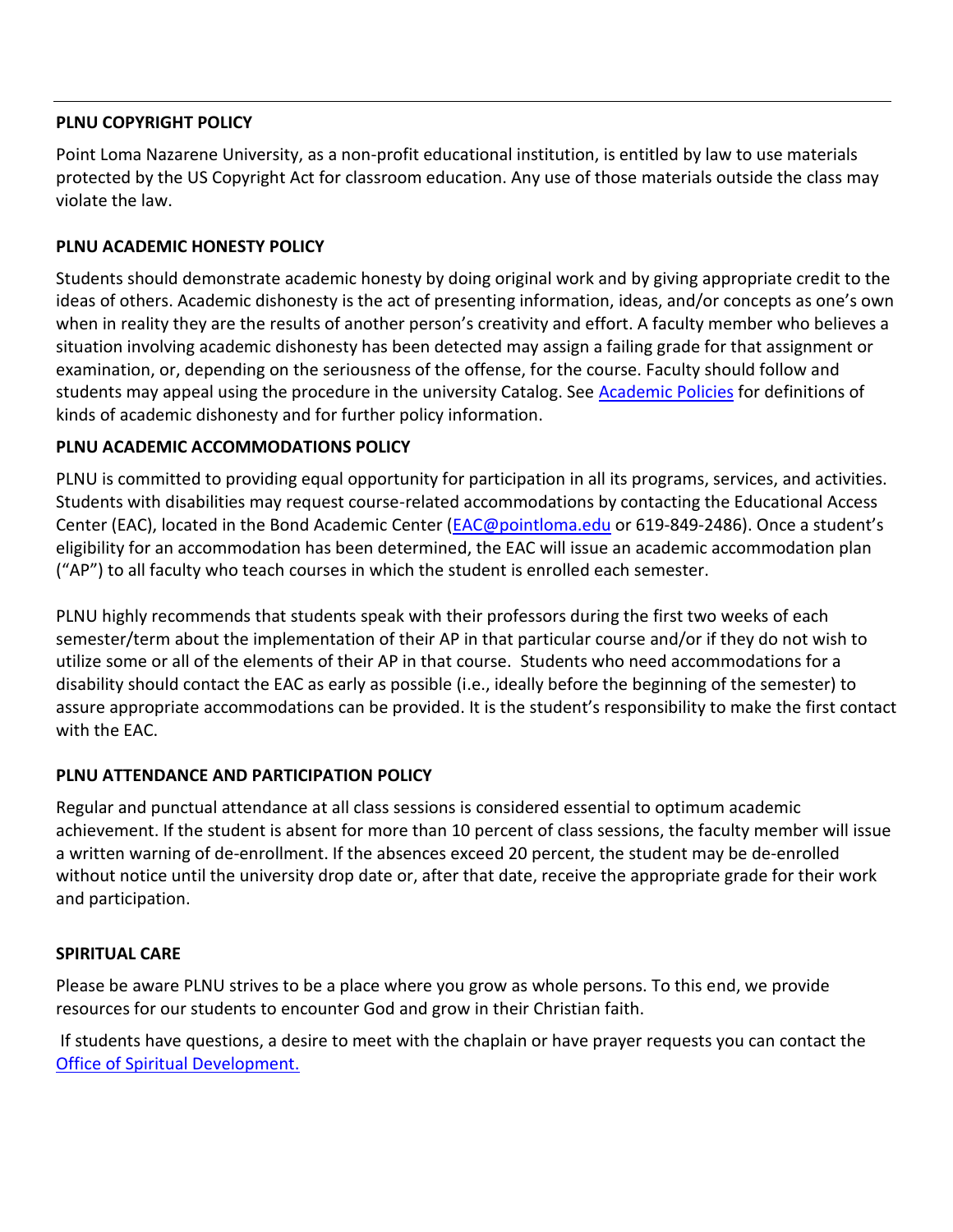---

**PLNU COPYRIGHT POLICY**

Point Loma Nazarene University, as a non-profit educational institution, is entitled by law to use materials protected by the US Copyright Act for classroom education. Any use of those materials outside the class may violate the law.

**PLNU ACADEMIC HONESTY POLICY**

Students should demonstrate academic honesty by doing original work and by giving appropriate credit to the ideas of others. Academic dishonesty is the act of presenting information, ideas, and/or concepts as one's own when in reality they are the results of another person's creativity and effort. A faculty member who believes a situation involving academic dishonesty has been detected may assign a failing grade for that assignment or examination, or, depending on the seriousness of the offense, for the course. Faculty should follow and students may appeal using the procedure in the university Catalog. See [Academic Policies] for definitions of kinds of academic dishonesty and for further policy information.

**PLNU ACADEMIC ACCOMMODATIONS POLICY**

PLNU is committed to providing equal opportunity for participation in all its programs, services, and activities. Students with disabilities may request course-related accommodations by contacting the Educational Access Center (EAC), located in the Bond Academic Center (EAC@pointloma.edu or 619-849-2486). Once a student's eligibility for an accommodation has been determined, the EAC will issue an academic accommodation plan ("AP") to all faculty who teach courses in which the student is enrolled each semester.

PLNU highly recommends that students speak with their professors during the first two weeks of each semester/term about the implementation of their AP in that particular course and/or if they do not wish to utilize some or all of the elements of their AP in that course. Students who need accommodations for a disability should contact the EAC as early as possible (i.e., ideally before the beginning of the semester) to assure appropriate accommodations can be provided. It is the student's responsibility to make the first contact with the EAC.

**PLNU ATTENDANCE AND PARTICIPATION POLICY**

Regular and punctual attendance at all class sessions is considered essential to optimum academic achievement. If the student is absent for more than 10 percent of class sessions, the faculty member will issue a written warning of de-enrollment. If the absences exceed 20 percent, the student may be de-enrolled without notice until the university drop date or, after that date, receive the appropriate grade for their work and participation.

**SPIRITUAL CARE**

Please be aware PLNU strives to be a place where you grow as whole persons. To this end, we provide resources for our students to encounter God and grow in their Christian faith.

If students have questions, a desire to meet with the chaplain or have prayer requests you can contact the [Office of Spiritual Development.]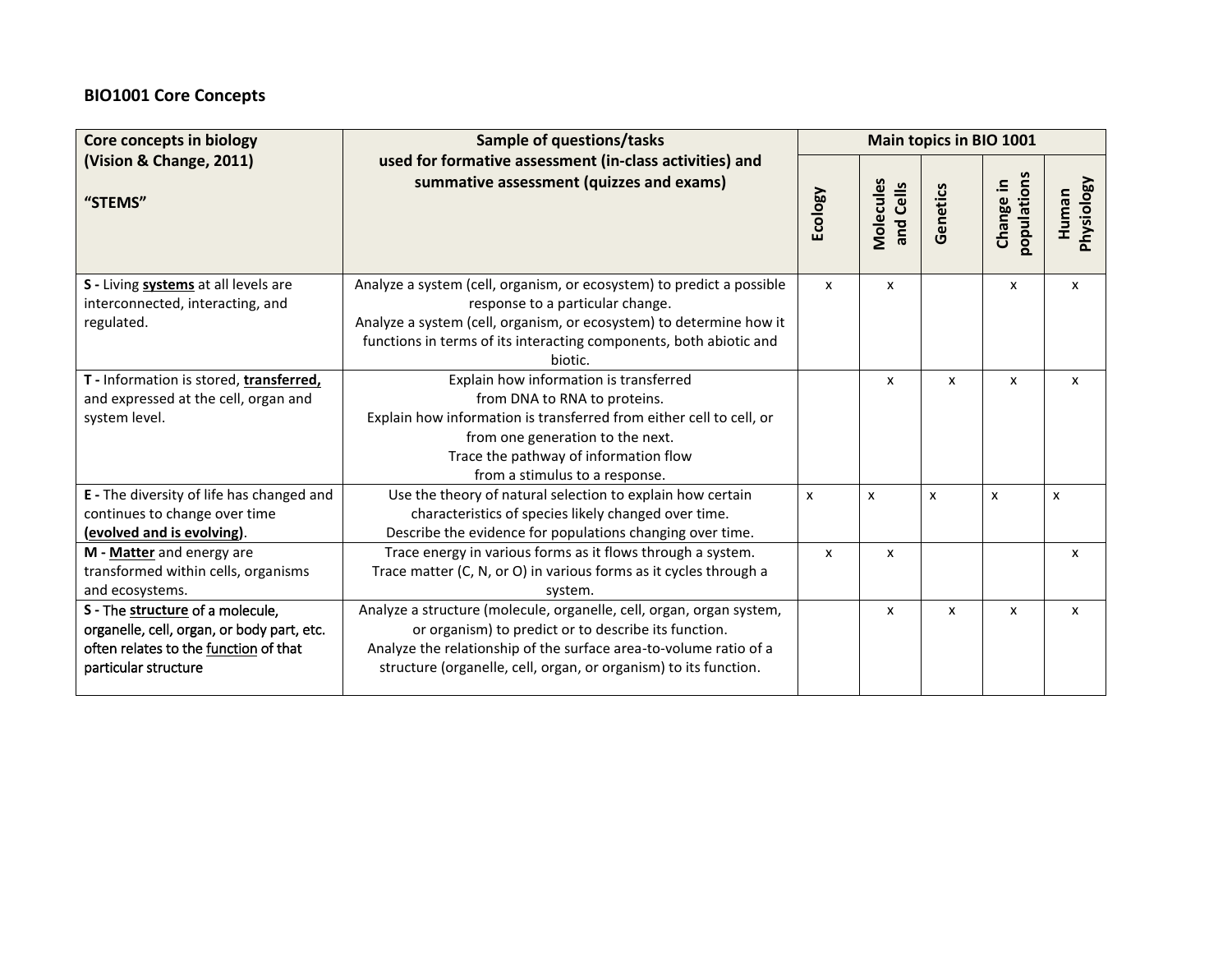**BIO1001 Core Concepts**

| Core concepts in biology (Vision & Change, 2011) "STEMS" | Sample of questions/tasks used for formative assessment (in-class activities) and summative assessment (quizzes and exams) | Main topics in BIO 1001 | | | | |
|---|---|---|---|---|---|---|
| | | Ecology | Molecules and Cells | Genetics | Change in populations | Human Physiology |
| **S -** Living **systems** at all levels are interconnected, interacting, and regulated. | Analyze a system (cell, organism, or ecosystem) to predict a possible response to a particular change. Analyze a system (cell, organism, or ecosystem) to determine how it functions in terms of its interacting components, both abiotic and biotic. | x | x | | x | x |
| **T -** Information is stored, **transferred,** and expressed at the cell, organ and system level. | Explain how information is transferred from DNA to RNA to proteins. Explain how information is transferred from either cell to cell, or from one generation to the next. Trace the pathway of information flow from a stimulus to a response. | | x | x | x | x |
| **E -** The diversity of life has changed and continues to change over time **(evolved and is evolving)**. | Use the theory of natural selection to explain how certain characteristics of species likely changed over time. Describe the evidence for populations changing over time. | x | x | x | x | x |
| **M - Matter** and energy are transformed within cells, organisms and ecosystems. | Trace energy in various forms as it flows through a system. Trace matter (C, N, or O) in various forms as it cycles through a system. | x | x | | | x |
| **S -** The **structure** of a molecule, organelle, cell, organ, or body part, etc. often relates to the function of that particular structure | Analyze a structure (molecule, organelle, cell, organ, organ system, or organism) to predict or to describe its function. Analyze the relationship of the surface area-to-volume ratio of a structure (organelle, cell, organ, or organism) to its function. | | x | x | x | x |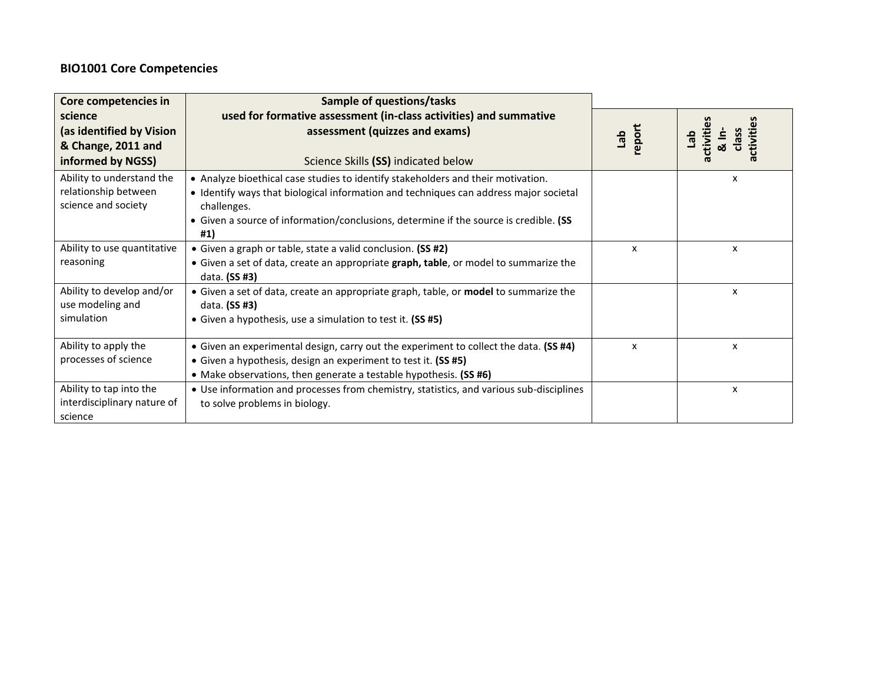### BIO1001 Core Competencies

| Core competencies in science (as identified by Vision & Change, 2011 and informed by NGSS) | Sample of questions/tasks used for formative assessment (in-class activities) and summative assessment (quizzes and exams) Science Skills **(SS)** indicated below | Lab report | Lab activities & In-class activities |
|---|---|---|---|
| Ability to understand the relationship between science and society | • Analyze bioethical case studies to identify stakeholders and their motivation.<br>• Identify ways that biological information and techniques can address major societal challenges.<br>• Given a source of information/conclusions, determine if the source is credible. **(SS #1)** | | x |
| Ability to use quantitative reasoning | • Given a graph or table, state a valid conclusion. **(SS #2)**<br>• Given a set of data, create an appropriate **graph, table**, or model to summarize the data. **(SS #3)** | x | x |
| Ability to develop and/or use modeling and simulation | • Given a set of data, create an appropriate graph, table, or **model** to summarize the data. **(SS #3)**<br>• Given a hypothesis, use a simulation to test it. **(SS #5)** | | x |
| Ability to apply the processes of science | • Given an experimental design, carry out the experiment to collect the data. **(SS #4)**<br>• Given a hypothesis, design an experiment to test it. **(SS #5)**<br>• Make observations, then generate a testable hypothesis. **(SS #6)** | x | x |
| Ability to tap into the interdisciplinary nature of science | • Use information and processes from chemistry, statistics, and various sub-disciplines to solve problems in biology. | | x |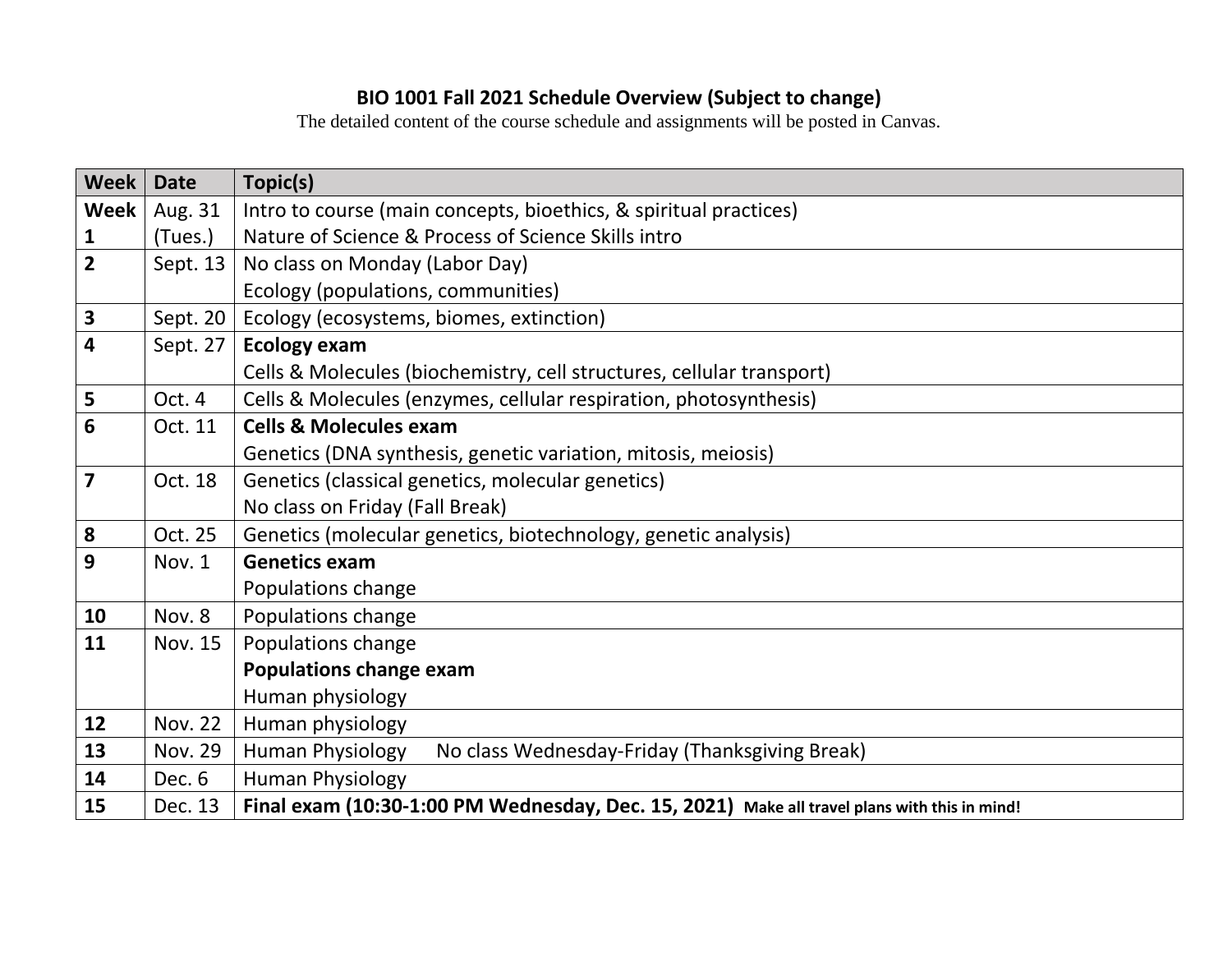**BIO 1001 Fall 2021 Schedule Overview (Subject to change)**

The detailed content of the course schedule and assignments will be posted in Canvas.

| Week | Date | Topic(s) |
|---|---|---|
| **Week 1** | Aug. 31 (Tues.) | Intro to course (main concepts, bioethics, & spiritual practices)<br>Nature of Science & Process of Science Skills intro |
| **2** | Sept. 13 | No class on Monday (Labor Day)<br>Ecology (populations, communities) |
| **3** | Sept. 20 | Ecology (ecosystems, biomes, extinction) |
| **4** | Sept. 27 | **Ecology exam**<br>Cells & Molecules (biochemistry, cell structures, cellular transport) |
| **5** | Oct. 4 | Cells & Molecules (enzymes, cellular respiration, photosynthesis) |
| **6** | Oct. 11 | **Cells & Molecules exam**<br>Genetics (DNA synthesis, genetic variation, mitosis, meiosis) |
| **7** | Oct. 18 | Genetics (classical genetics, molecular genetics)<br>No class on Friday (Fall Break) |
| **8** | Oct. 25 | Genetics (molecular genetics, biotechnology, genetic analysis) |
| **9** | Nov. 1 | **Genetics exam**<br>Populations change |
| **10** | Nov. 8 | Populations change |
| **11** | Nov. 15 | Populations change<br>**Populations change exam**<br>Human physiology |
| **12** | Nov. 22 | Human physiology |
| **13** | Nov. 29 | Human Physiology No class Wednesday-Friday (Thanksgiving Break) |
| **14** | Dec. 6 | Human Physiology |
| **15** | Dec. 13 | **Final exam (10:30-1:00 PM Wednesday, Dec. 15, 2021) Make all travel plans with this in mind!** |